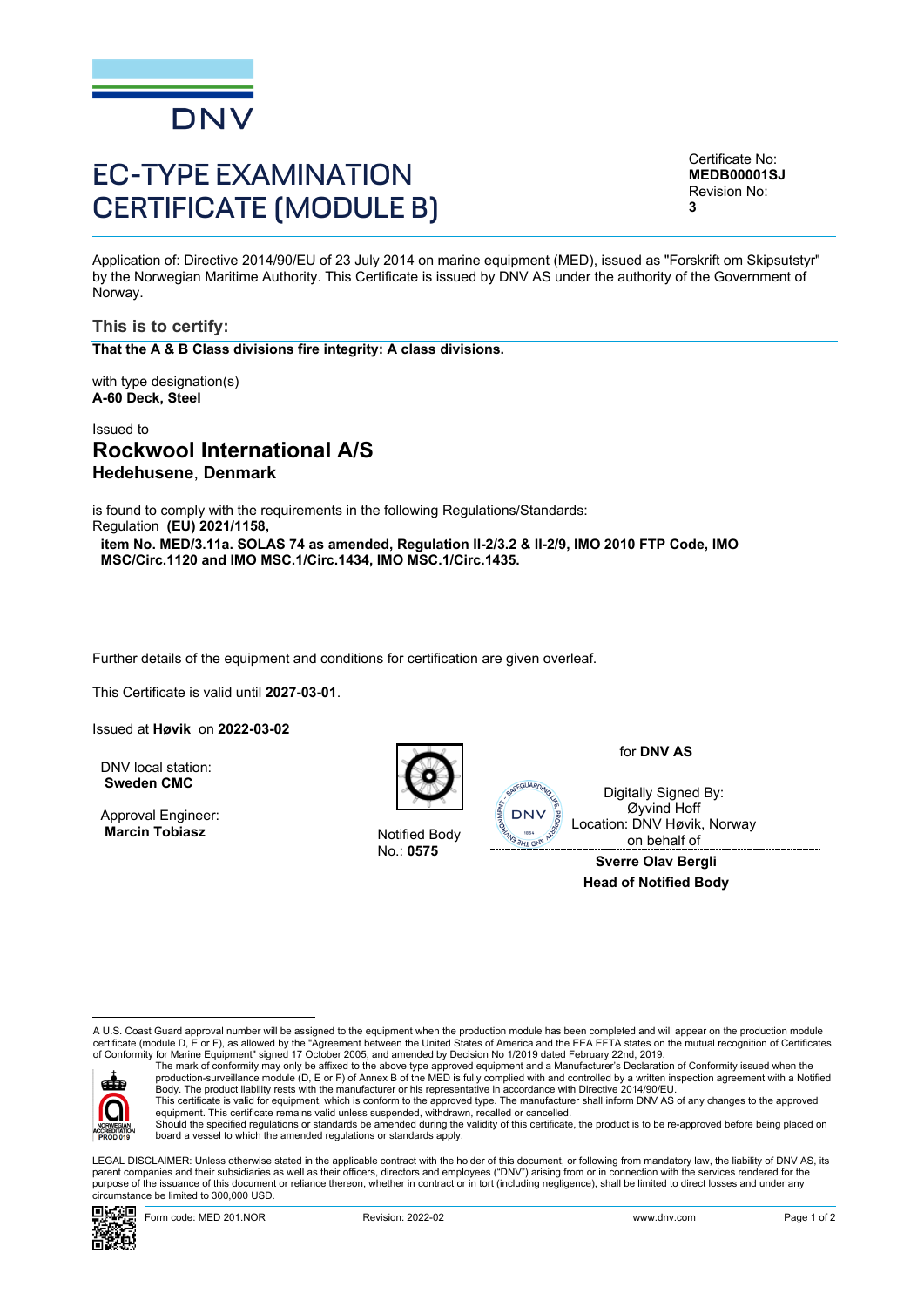DNV

# EC-TYPE EXAMINATION CERTIFICATE (MODULE B)

Certificate No:
**MEDB00001SJ**
Revision No:
**3**

Application of: Directive 2014/90/EU of 23 July 2014 on marine equipment (MED), issued as "Forskrift om Skipsutstyr" by the Norwegian Maritime Authority. This Certificate is issued by DNV AS under the authority of the Government of Norway.

## This is to certify:

**That the A & B Class divisions fire integrity: A class divisions.**

with type designation(s)
**A-60 Deck, Steel**

Issued to
## Rockwool International A/S
**Hedehusene**, **Denmark**

is found to comply with the requirements in the following Regulations/Standards:
Regulation **(EU) 2021/1158,**
**item No. MED/3.11a. SOLAS 74 as amended, Regulation II-2/3.2 & II-2/9, IMO 2010 FTP Code, IMO MSC/Circ.1120 and IMO MSC.1/Circ.1434, IMO MSC.1/Circ.1435.**

Further details of the equipment and conditions for certification are given overleaf.

This Certificate is valid until **2027-03-01**.

Issued at **Høvik** on **2022-03-02**

DNV local station:
**Sweden CMC**

Approval Engineer:
**Marcin Tobiasz**

Notified Body
No.: **0575**

for **DNV AS**

Digitally Signed By:
Øyvind Hoff
Location: DNV Høvik, Norway
on behalf of

**Sverre Olav Bergli**
**Head of Notified Body**

A U.S. Coast Guard approval number will be assigned to the equipment when the production module has been completed and will appear on the production module certificate (module D, E or F), as allowed by the "Agreement between the United States of America and the EEA EFTA states on the mutual recognition of Certificates of Conformity for Marine Equipment" signed 17 October 2005, and amended by Decision No 1/2019 dated February 22nd, 2019.

The mark of conformity may only be affixed to the above type approved equipment and a Manufacturer's Declaration of Conformity issued when the production-surveillance module (D, E or F) of Annex B of the MED is fully complied with and controlled by a written inspection agreement with a Notified Body. The product liability rests with the manufacturer or his representative in accordance with Directive 2014/90/EU.

This certificate is valid for equipment, which is conform to the approved type. The manufacturer shall inform DNV AS of any changes to the approved equipment. This certificate remains valid unless suspended, withdrawn, recalled or cancelled.

Should the specified regulations or standards be amended during the validity of this certificate, the product is to be re-approved before being placed on board a vessel to which the amended regulations or standards apply.

LEGAL DISCLAIMER: Unless otherwise stated in the applicable contract with the holder of this document, or following from mandatory law, the liability of DNV AS, its parent companies and their subsidiaries as well as their officers, directors and employees ("DNV") arising from or in connection with the services rendered for the purpose of the issuance of this document or reliance thereon, whether in contract or in tort (including negligence), shall be limited to direct losses and under any circumstance be limited to 300,000 USD.

Form code: MED 201.NOR Revision: 2022-02 www.dnv.com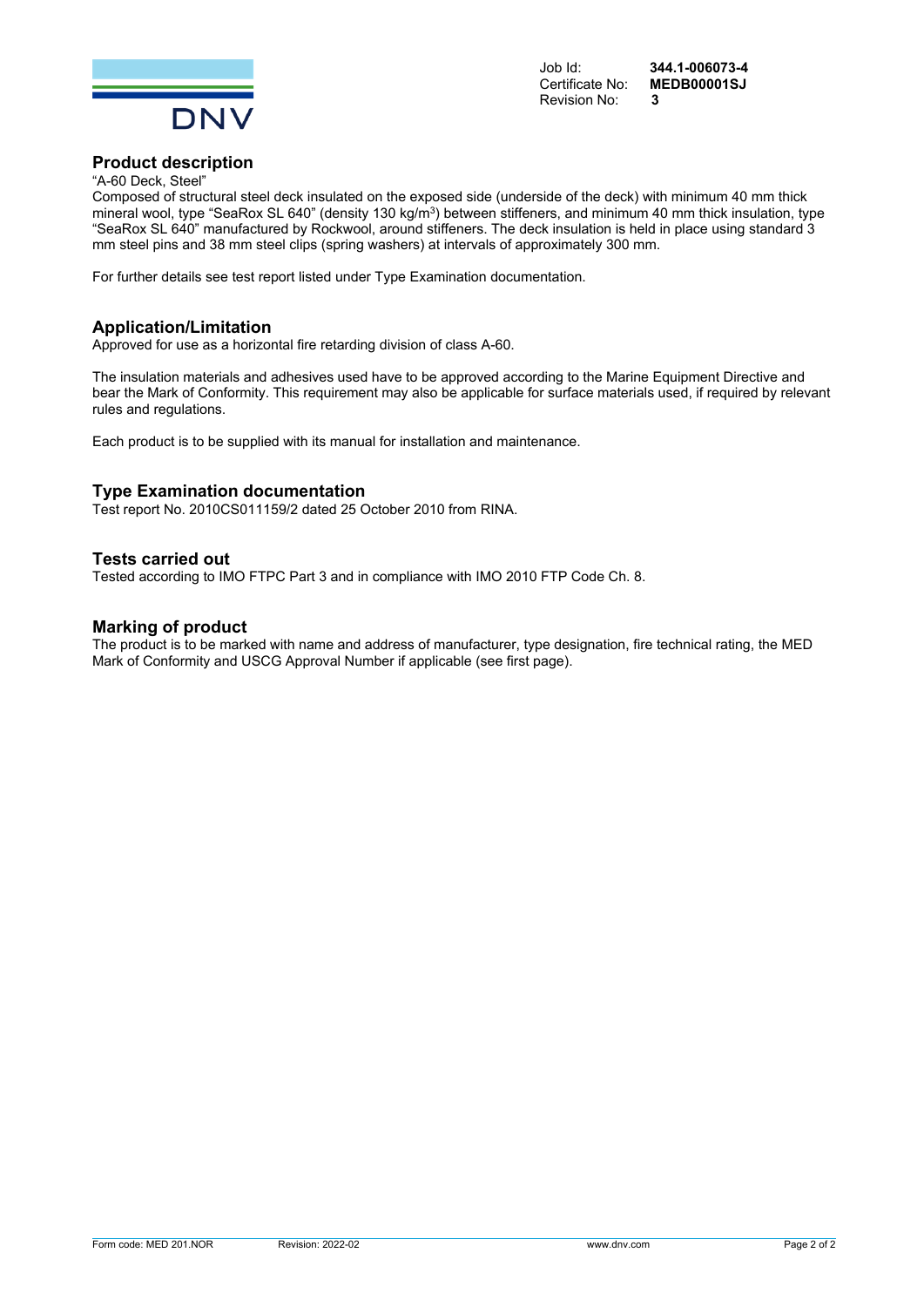Job Id: **344.1-006073-4**
Certificate No: **MEDB00001SJ**
Revision No: **3**

## Product description

"A-60 Deck, Steel"

Composed of structural steel deck insulated on the exposed side (underside of the deck) with minimum 40 mm thick mineral wool, type "SeaRox SL 640" (density 130 kg/m$^3$) between stiffeners, and minimum 40 mm thick insulation, type "SeaRox SL 640" manufactured by Rockwool, around stiffeners. The deck insulation is held in place using standard 3 mm steel pins and 38 mm steel clips (spring washers) at intervals of approximately 300 mm.

For further details see test report listed under Type Examination documentation.

## Application/Limitation

Approved for use as a horizontal fire retarding division of class A-60.

The insulation materials and adhesives used have to be approved according to the Marine Equipment Directive and bear the Mark of Conformity. This requirement may also be applicable for surface materials used, if required by relevant rules and regulations.

Each product is to be supplied with its manual for installation and maintenance.

## Type Examination documentation

Test report No. 2010CS011159/2 dated 25 October 2010 from RINA.

## Tests carried out

Tested according to IMO FTPC Part 3 and in compliance with IMO 2010 FTP Code Ch. 8.

## Marking of product

The product is to be marked with name and address of manufacturer, type designation, fire technical rating, the MED Mark of Conformity and USCG Approval Number if applicable (see first page).

Form code: MED 201.NOR Revision: 2022-02 www.dnv.com